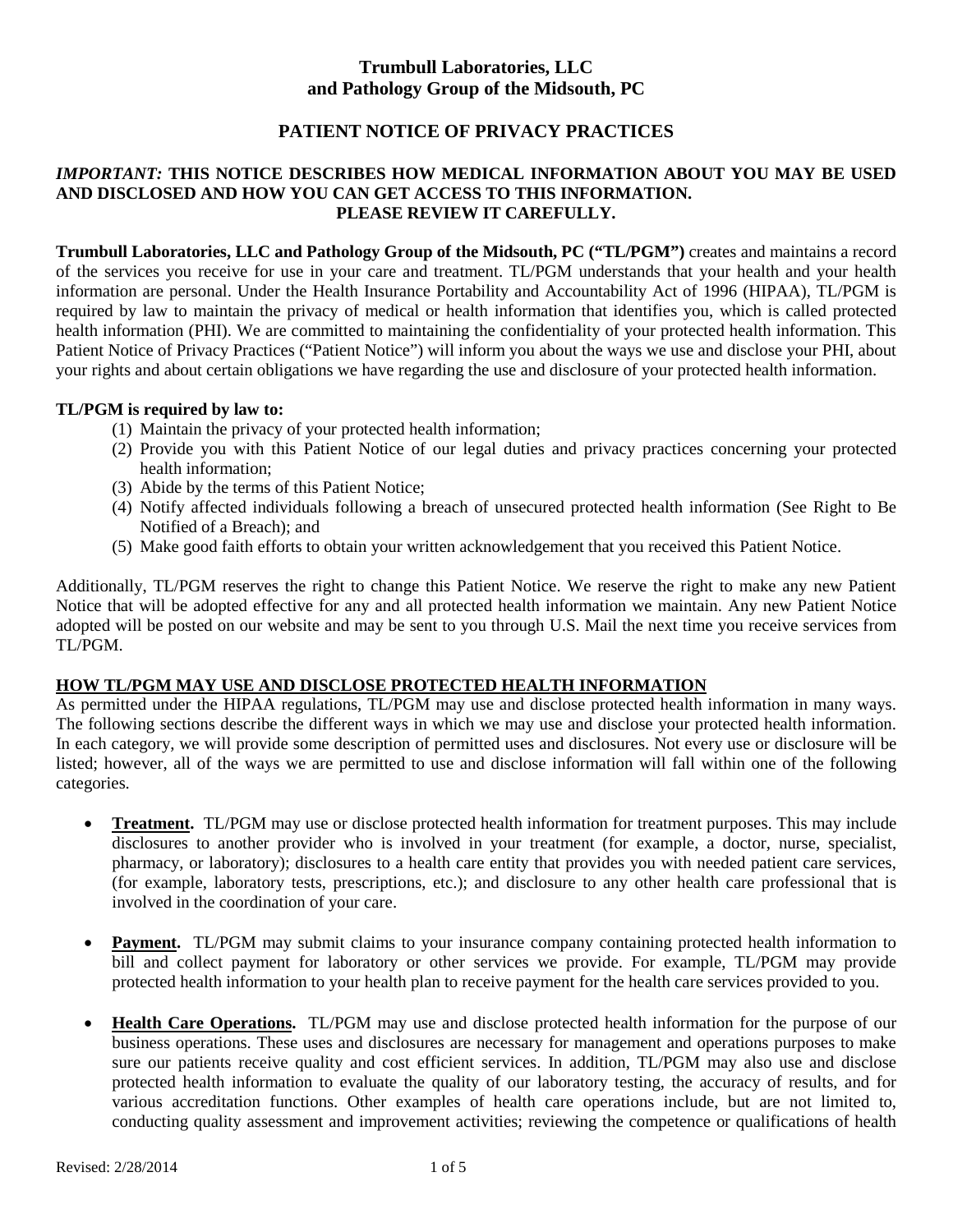# Trumbull Laboratories, LLC
# and Pathology Group of the Midsouth, PC

## PATIENT NOTICE OF PRIVACY PRACTICES

***IMPORTANT:*** **THIS NOTICE DESCRIBES HOW MEDICAL INFORMATION ABOUT YOU MAY BE USED AND DISCLOSED AND HOW YOU CAN GET ACCESS TO THIS INFORMATION. PLEASE REVIEW IT CAREFULLY.**

**Trumbull Laboratories, LLC and Pathology Group of the Midsouth, PC ("TL/PGM")** creates and maintains a record of the services you receive for use in your care and treatment. TL/PGM understands that your health and your health information are personal. Under the Health Insurance Portability and Accountability Act of 1996 (HIPAA), TL/PGM is required by law to maintain the privacy of medical or health information that identifies you, which is called protected health information (PHI). We are committed to maintaining the confidentiality of your protected health information. This Patient Notice of Privacy Practices ("Patient Notice") will inform you about the ways we use and disclose your PHI, about your rights and about certain obligations we have regarding the use and disclosure of your protected health information.

**TL/PGM is required by law to:**

(1) Maintain the privacy of your protected health information;
(2) Provide you with this Patient Notice of our legal duties and privacy practices concerning your protected health information;
(3) Abide by the terms of this Patient Notice;
(4) Notify affected individuals following a breach of unsecured protected health information (See Right to Be Notified of a Breach); and
(5) Make good faith efforts to obtain your written acknowledgement that you received this Patient Notice.

Additionally, TL/PGM reserves the right to change this Patient Notice. We reserve the right to make any new Patient Notice that will be adopted effective for any and all protected health information we maintain. Any new Patient Notice adopted will be posted on our website and may be sent to you through U.S. Mail the next time you receive services from TL/PGM.

### HOW TL/PGM MAY USE AND DISCLOSE PROTECTED HEALTH INFORMATION

As permitted under the HIPAA regulations, TL/PGM may use and disclose protected health information in many ways. The following sections describe the different ways in which we may use and disclose your protected health information. In each category, we will provide some description of permitted uses and disclosures. Not every use or disclosure will be listed; however, all of the ways we are permitted to use and disclose information will fall within one of the following categories.

- **Treatment.** TL/PGM may use or disclose protected health information for treatment purposes. This may include disclosures to another provider who is involved in your treatment (for example, a doctor, nurse, specialist, pharmacy, or laboratory); disclosures to a health care entity that provides you with needed patient care services, (for example, laboratory tests, prescriptions, etc.); and disclosure to any other health care professional that is involved in the coordination of your care.

- **Payment.** TL/PGM may submit claims to your insurance company containing protected health information to bill and collect payment for laboratory or other services we provide. For example, TL/PGM may provide protected health information to your health plan to receive payment for the health care services provided to you.

- **Health Care Operations.** TL/PGM may use and disclose protected health information for the purpose of our business operations. These uses and disclosures are necessary for management and operations purposes to make sure our patients receive quality and cost efficient services. In addition, TL/PGM may also use and disclose protected health information to evaluate the quality of our laboratory testing, the accuracy of results, and for various accreditation functions. Other examples of health care operations include, but are not limited to, conducting quality assessment and improvement activities; reviewing the competence or qualifications of health

Revised: 2/28/2014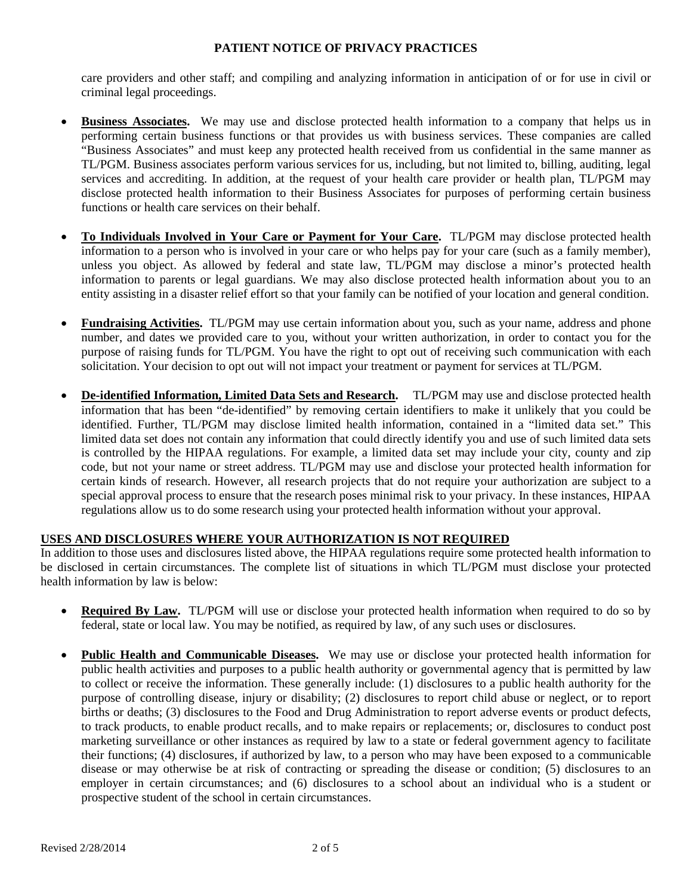care providers and other staff; and compiling and analyzing information in anticipation of or for use in civil or criminal legal proceedings.

- **Business Associates.** We may use and disclose protected health information to a company that helps us in performing certain business functions or that provides us with business services. These companies are called "Business Associates" and must keep any protected health received from us confidential in the same manner as TL/PGM. Business associates perform various services for us, including, but not limited to, billing, auditing, legal services and accrediting. In addition, at the request of your health care provider or health plan, TL/PGM may disclose protected health information to their Business Associates for purposes of performing certain business functions or health care services on their behalf.

- **To Individuals Involved in Your Care or Payment for Your Care.** TL/PGM may disclose protected health information to a person who is involved in your care or who helps pay for your care (such as a family member), unless you object. As allowed by federal and state law, TL/PGM may disclose a minor's protected health information to parents or legal guardians. We may also disclose protected health information about you to an entity assisting in a disaster relief effort so that your family can be notified of your location and general condition.

- **Fundraising Activities.** TL/PGM may use certain information about you, such as your name, address and phone number, and dates we provided care to you, without your written authorization, in order to contact you for the purpose of raising funds for TL/PGM. You have the right to opt out of receiving such communication with each solicitation. Your decision to opt out will not impact your treatment or payment for services at TL/PGM.

- **De-identified Information, Limited Data Sets and Research.** TL/PGM may use and disclose protected health information that has been "de-identified" by removing certain identifiers to make it unlikely that you could be identified. Further, TL/PGM may disclose limited health information, contained in a "limited data set." This limited data set does not contain any information that could directly identify you and use of such limited data sets is controlled by the HIPAA regulations. For example, a limited data set may include your city, county and zip code, but not your name or street address. TL/PGM may use and disclose your protected health information for certain kinds of research. However, all research projects that do not require your authorization are subject to a special approval process to ensure that the research poses minimal risk to your privacy. In these instances, HIPAA regulations allow us to do some research using your protected health information without your approval.

## USES AND DISCLOSURES WHERE YOUR AUTHORIZATION IS NOT REQUIRED

In addition to those uses and disclosures listed above, the HIPAA regulations require some protected health information to be disclosed in certain circumstances. The complete list of situations in which TL/PGM must disclose your protected health information by law is below:

- **Required By Law.** TL/PGM will use or disclose your protected health information when required to do so by federal, state or local law. You may be notified, as required by law, of any such uses or disclosures.

- **Public Health and Communicable Diseases.** We may use or disclose your protected health information for public health activities and purposes to a public health authority or governmental agency that is permitted by law to collect or receive the information. These generally include: (1) disclosures to a public health authority for the purpose of controlling disease, injury or disability; (2) disclosures to report child abuse or neglect, or to report births or deaths; (3) disclosures to the Food and Drug Administration to report adverse events or product defects, to track products, to enable product recalls, and to make repairs or replacements; or, disclosures to conduct post marketing surveillance or other instances as required by law to a state or federal government agency to facilitate their functions; (4) disclosures, if authorized by law, to a person who may have been exposed to a communicable disease or may otherwise be at risk of contracting or spreading the disease or condition; (5) disclosures to an employer in certain circumstances; and (6) disclosures to a school about an individual who is a student or prospective student of the school in certain circumstances.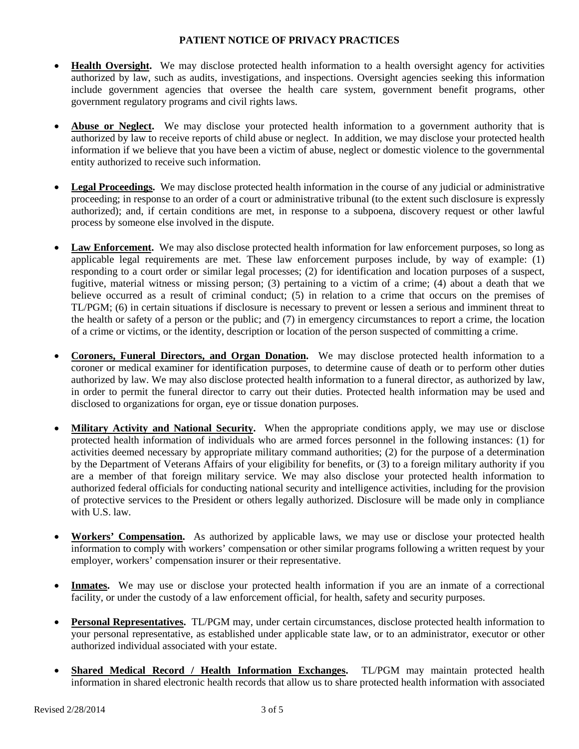- **Health Oversight.** We may disclose protected health information to a health oversight agency for activities authorized by law, such as audits, investigations, and inspections. Oversight agencies seeking this information include government agencies that oversee the health care system, government benefit programs, other government regulatory programs and civil rights laws.

- **Abuse or Neglect.** We may disclose your protected health information to a government authority that is authorized by law to receive reports of child abuse or neglect. In addition, we may disclose your protected health information if we believe that you have been a victim of abuse, neglect or domestic violence to the governmental entity authorized to receive such information.

- **Legal Proceedings.** We may disclose protected health information in the course of any judicial or administrative proceeding; in response to an order of a court or administrative tribunal (to the extent such disclosure is expressly authorized); and, if certain conditions are met, in response to a subpoena, discovery request or other lawful process by someone else involved in the dispute.

- **Law Enforcement.** We may also disclose protected health information for law enforcement purposes, so long as applicable legal requirements are met. These law enforcement purposes include, by way of example: (1) responding to a court order or similar legal processes; (2) for identification and location purposes of a suspect, fugitive, material witness or missing person; (3) pertaining to a victim of a crime; (4) about a death that we believe occurred as a result of criminal conduct; (5) in relation to a crime that occurs on the premises of TL/PGM; (6) in certain situations if disclosure is necessary to prevent or lessen a serious and imminent threat to the health or safety of a person or the public; and (7) in emergency circumstances to report a crime, the location of a crime or victims, or the identity, description or location of the person suspected of committing a crime.

- **Coroners, Funeral Directors, and Organ Donation.** We may disclose protected health information to a coroner or medical examiner for identification purposes, to determine cause of death or to perform other duties authorized by law. We may also disclose protected health information to a funeral director, as authorized by law, in order to permit the funeral director to carry out their duties. Protected health information may be used and disclosed to organizations for organ, eye or tissue donation purposes.

- **Military Activity and National Security.** When the appropriate conditions apply, we may use or disclose protected health information of individuals who are armed forces personnel in the following instances: (1) for activities deemed necessary by appropriate military command authorities; (2) for the purpose of a determination by the Department of Veterans Affairs of your eligibility for benefits, or (3) to a foreign military authority if you are a member of that foreign military service. We may also disclose your protected health information to authorized federal officials for conducting national security and intelligence activities, including for the provision of protective services to the President or others legally authorized. Disclosure will be made only in compliance with U.S. law.

- **Workers' Compensation.** As authorized by applicable laws, we may use or disclose your protected health information to comply with workers' compensation or other similar programs following a written request by your employer, workers' compensation insurer or their representative.

- **Inmates.** We may use or disclose your protected health information if you are an inmate of a correctional facility, or under the custody of a law enforcement official, for health, safety and security purposes.

- **Personal Representatives.** TL/PGM may, under certain circumstances, disclose protected health information to your personal representative, as established under applicable state law, or to an administrator, executor or other authorized individual associated with your estate.

- **Shared Medical Record / Health Information Exchanges.** TL/PGM may maintain protected health information in shared electronic health records that allow us to share protected health information with associated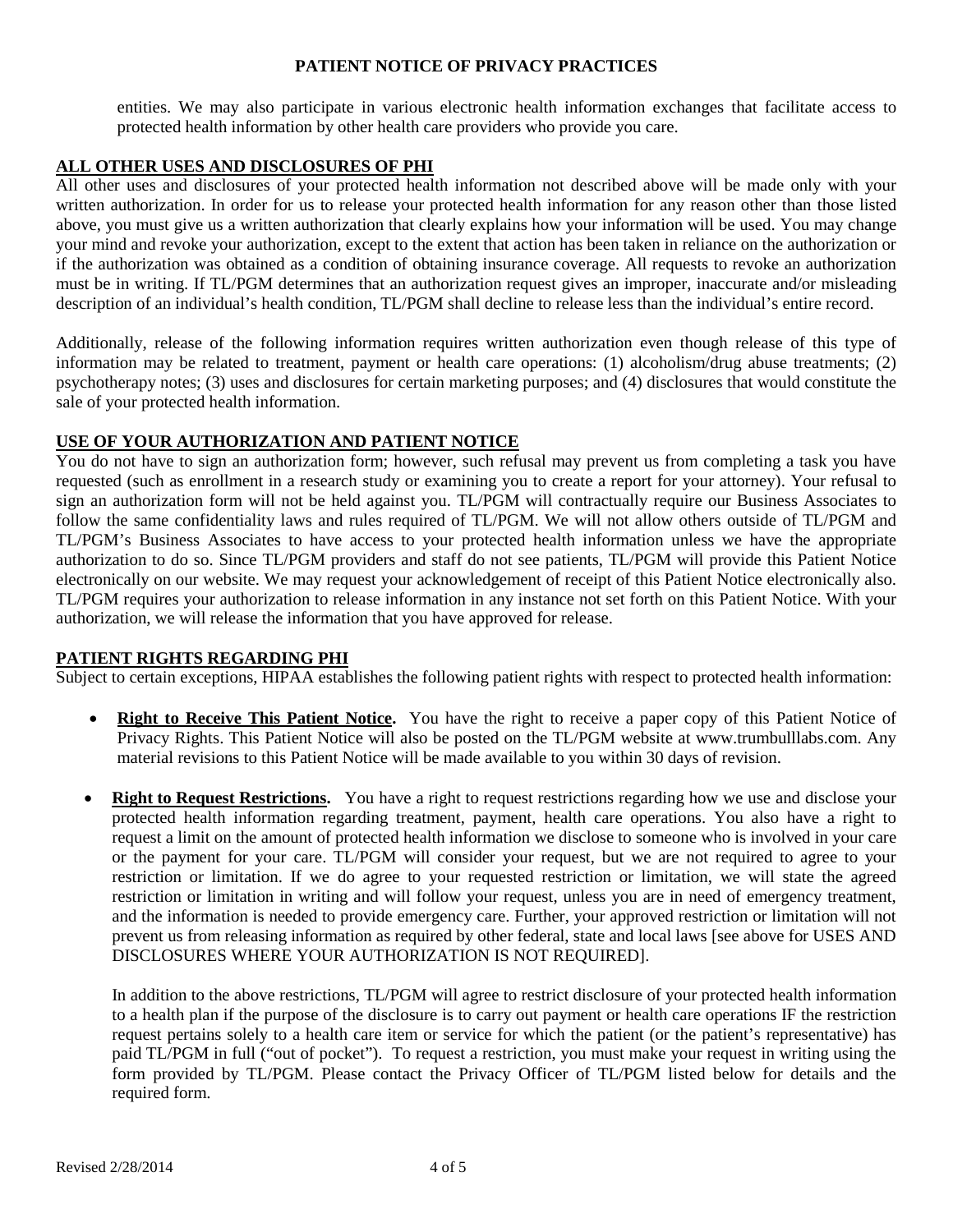entities. We may also participate in various electronic health information exchanges that facilitate access to protected health information by other health care providers who provide you care.

## ALL OTHER USES AND DISCLOSURES OF PHI

All other uses and disclosures of your protected health information not described above will be made only with your written authorization. In order for us to release your protected health information for any reason other than those listed above, you must give us a written authorization that clearly explains how your information will be used. You may change your mind and revoke your authorization, except to the extent that action has been taken in reliance on the authorization or if the authorization was obtained as a condition of obtaining insurance coverage. All requests to revoke an authorization must be in writing. If TL/PGM determines that an authorization request gives an improper, inaccurate and/or misleading description of an individual's health condition, TL/PGM shall decline to release less than the individual's entire record.

Additionally, release of the following information requires written authorization even though release of this type of information may be related to treatment, payment or health care operations: (1) alcoholism/drug abuse treatments; (2) psychotherapy notes; (3) uses and disclosures for certain marketing purposes; and (4) disclosures that would constitute the sale of your protected health information.

## USE OF YOUR AUTHORIZATION AND PATIENT NOTICE

You do not have to sign an authorization form; however, such refusal may prevent us from completing a task you have requested (such as enrollment in a research study or examining you to create a report for your attorney). Your refusal to sign an authorization form will not be held against you. TL/PGM will contractually require our Business Associates to follow the same confidentiality laws and rules required of TL/PGM. We will not allow others outside of TL/PGM and TL/PGM's Business Associates to have access to your protected health information unless we have the appropriate authorization to do so. Since TL/PGM providers and staff do not see patients, TL/PGM will provide this Patient Notice electronically on our website. We may request your acknowledgement of receipt of this Patient Notice electronically also. TL/PGM requires your authorization to release information in any instance not set forth on this Patient Notice. With your authorization, we will release the information that you have approved for release.

## PATIENT RIGHTS REGARDING PHI

Subject to certain exceptions, HIPAA establishes the following patient rights with respect to protected health information:

- **Right to Receive This Patient Notice.** You have the right to receive a paper copy of this Patient Notice of Privacy Rights. This Patient Notice will also be posted on the TL/PGM website at www.trumbulllabs.com. Any material revisions to this Patient Notice will be made available to you within 30 days of revision.

- **Right to Request Restrictions.** You have a right to request restrictions regarding how we use and disclose your protected health information regarding treatment, payment, health care operations. You also have a right to request a limit on the amount of protected health information we disclose to someone who is involved in your care or the payment for your care. TL/PGM will consider your request, but we are not required to agree to your restriction or limitation. If we do agree to your requested restriction or limitation, we will state the agreed restriction or limitation in writing and will follow your request, unless you are in need of emergency treatment, and the information is needed to provide emergency care. Further, your approved restriction or limitation will not prevent us from releasing information as required by other federal, state and local laws [see above for USES AND DISCLOSURES WHERE YOUR AUTHORIZATION IS NOT REQUIRED].

  In addition to the above restrictions, TL/PGM will agree to restrict disclosure of your protected health information to a health plan if the purpose of the disclosure is to carry out payment or health care operations IF the restriction request pertains solely to a health care item or service for which the patient (or the patient's representative) has paid TL/PGM in full ("out of pocket"). To request a restriction, you must make your request in writing using the form provided by TL/PGM. Please contact the Privacy Officer of TL/PGM listed below for details and the required form.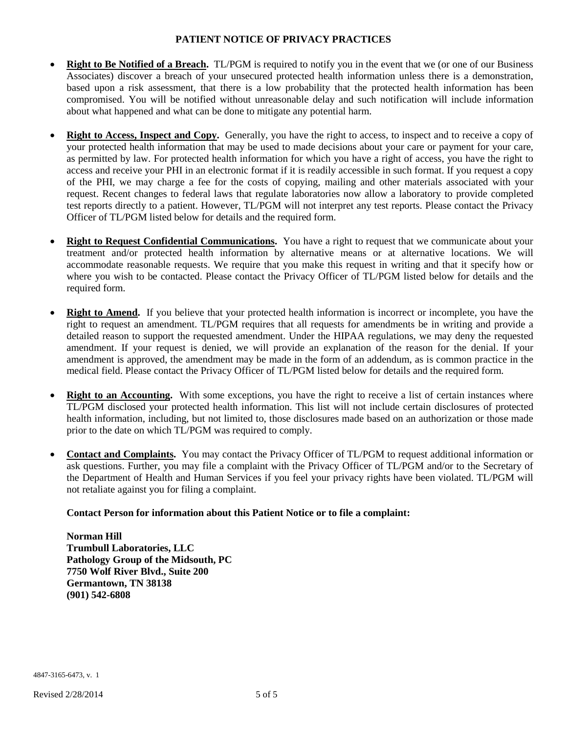**PATIENT NOTICE OF PRIVACY PRACTICES**

- **Right to Be Notified of a Breach.** TL/PGM is required to notify you in the event that we (or one of our Business Associates) discover a breach of your unsecured protected health information unless there is a demonstration, based upon a risk assessment, that there is a low probability that the protected health information has been compromised. You will be notified without unreasonable delay and such notification will include information about what happened and what can be done to mitigate any potential harm.

- **Right to Access, Inspect and Copy.** Generally, you have the right to access, to inspect and to receive a copy of your protected health information that may be used to made decisions about your care or payment for your care, as permitted by law. For protected health information for which you have a right of access, you have the right to access and receive your PHI in an electronic format if it is readily accessible in such format. If you request a copy of the PHI, we may charge a fee for the costs of copying, mailing and other materials associated with your request. Recent changes to federal laws that regulate laboratories now allow a laboratory to provide completed test reports directly to a patient. However, TL/PGM will not interpret any test reports. Please contact the Privacy Officer of TL/PGM listed below for details and the required form.

- **Right to Request Confidential Communications.** You have a right to request that we communicate about your treatment and/or protected health information by alternative means or at alternative locations. We will accommodate reasonable requests. We require that you make this request in writing and that it specify how or where you wish to be contacted. Please contact the Privacy Officer of TL/PGM listed below for details and the required form.

- **Right to Amend.** If you believe that your protected health information is incorrect or incomplete, you have the right to request an amendment. TL/PGM requires that all requests for amendments be in writing and provide a detailed reason to support the requested amendment. Under the HIPAA regulations, we may deny the requested amendment. If your request is denied, we will provide an explanation of the reason for the denial. If your amendment is approved, the amendment may be made in the form of an addendum, as is common practice in the medical field. Please contact the Privacy Officer of TL/PGM listed below for details and the required form.

- **Right to an Accounting.** With some exceptions, you have the right to receive a list of certain instances where TL/PGM disclosed your protected health information. This list will not include certain disclosures of protected health information, including, but not limited to, those disclosures made based on an authorization or those made prior to the date on which TL/PGM was required to comply.

- **Contact and Complaints.** You may contact the Privacy Officer of TL/PGM to request additional information or ask questions. Further, you may file a complaint with the Privacy Officer of TL/PGM and/or to the Secretary of the Department of Health and Human Services if you feel your privacy rights have been violated. TL/PGM will not retaliate against you for filing a complaint.

**Contact Person for information about this Patient Notice or to file a complaint:**

**Norman Hill**
**Trumbull Laboratories, LLC**
**Pathology Group of the Midsouth, PC**
**7750 Wolf River Blvd., Suite 200**
**Germantown, TN 38138**
**(901) 542-6808**

4847-3165-6473, v. 1

Revised 2/28/2014